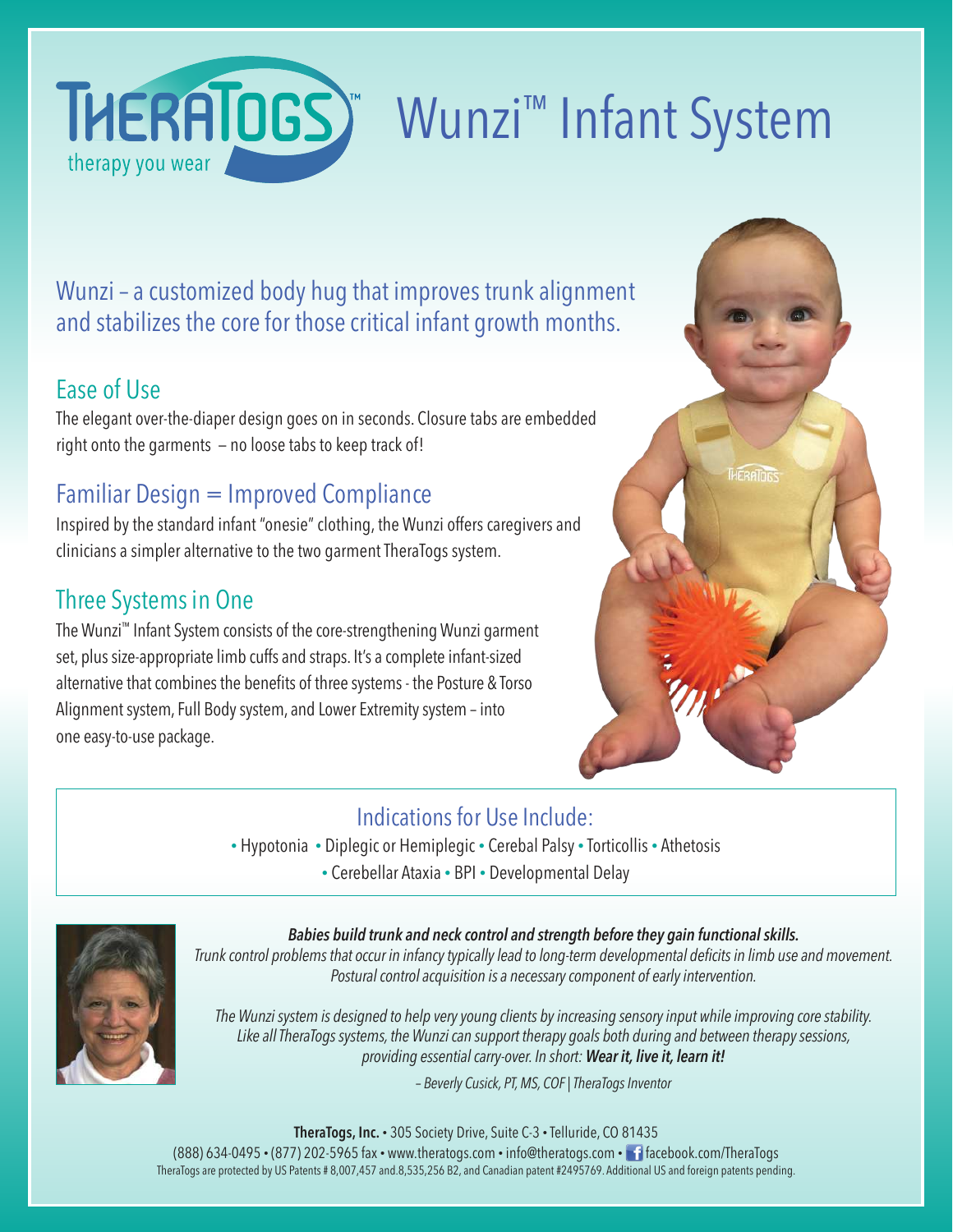# THERATOGS™ Wunzi™ Infant System

therapy you wear

## Wunzi – a customized body hug that improves trunk alignment and stabilizes the core for those critical infant growth months.

### Ease of Use

The elegant over-the-diaper design goes on in seconds. Closure tabs are embedded right onto the garments – no loose tabs to keep track of!

### Familiar Design = Improved Compliance

Inspired by the standard infant "onesie" clothing, the Wunzi offers caregivers and clinicians a simpler alternative to the two garment TheraTogs system.

### Three Systems in One

The Wunzi™ Infant System consists of the core-strengthening Wunzi garment set, plus size-appropriate limb cuffs and straps. It's a complete infant-sized alternative that combines the benefits of three systems - the Posture & Torso Alignment system, Full Body system, and Lower Extremity system – into one easy-to-use package.

### Indications for Use Include:

• Hypotonia • Diplegic or Hemiplegic • Cerebal Palsy • Torticollis • Athetosis • Cerebellar Ataxia • BPI • Developmental Delay

***Babies build trunk and neck control and strength before they gain functional skills.***
*Trunk control problems that occur in infancy typically lead to long-term developmental deficits in limb use and movement. Postural control acquisition is a necessary component of early intervention.*

*The Wunzi system is designed to help very young clients by increasing sensory input while improving core stability. Like all TheraTogs systems, the Wunzi can support therapy goals both during and between therapy sessions, providing essential carry-over. In short:* ***Wear it, live it, learn it!***

*– Beverly Cusick, PT, MS, COF | TheraTogs Inventor*

**TheraTogs, Inc.** • 305 Society Drive, Suite C-3 • Telluride, CO 81435
(888) 634-0495 • (877) 202-5965 fax • www.theratogs.com • info@theratogs.com • facebook.com/TheraTogs
TheraTogs are protected by US Patents # 8,007,457 and.8,535,256 B2, and Canadian patent #2495769. Additional US and foreign patents pending.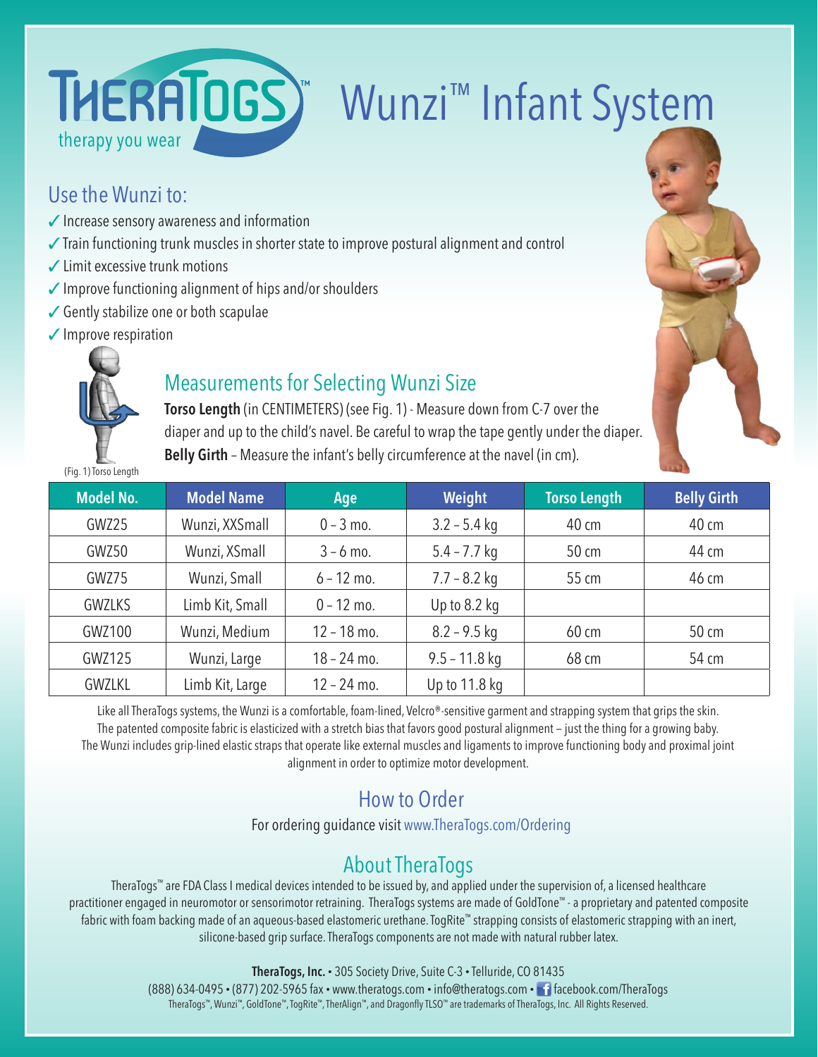# THERATOGS™ therapy you wear — Wunzi™ Infant System

## Use the Wunzi to:

- ✓ Increase sensory awareness and information
- ✓ Train functioning trunk muscles in shorter state to improve postural alignment and control
- ✓ Limit excessive trunk motions
- ✓ Improve functioning alignment of hips and/or shoulders
- ✓ Gently stabilize one or both scapulae
- ✓ Improve respiration

## Measurements for Selecting Wunzi Size

**Torso Length** (in CENTIMETERS) (see Fig. 1) - Measure down from C-7 over the diaper and up to the child's navel. Be careful to wrap the tape gently under the diaper.
**Belly Girth** – Measure the infant's belly circumference at the navel (in cm).

(Fig. 1) Torso Length

| Model No. | Model Name | Age | Weight | Torso Length | Belly Girth |
|---|---|---|---|---|---|
| GWZ25 | Wunzi, XXSmall | 0 – 3 mo. | 3.2 – 5.4 kg | 40 cm | 40 cm |
| GWZ50 | Wunzi, XSmall | 3 - 6 mo. | 5.4 – 7.7 kg | 50 cm | 44 cm |
| GWZ75 | Wunzi, Small | 6 - 12 mo. | 7.7 – 8.2 kg | 55 cm | 46 cm |
| GWZLKS | Limb Kit, Small | 0 – 12 mo. | Up to 8.2 kg | | |
| GWZ100 | Wunzi, Medium | 12 - 18 mo. | 8.2 – 9.5 kg | 60 cm | 50 cm |
| GWZ125 | Wunzi, Large | 18 – 24 mo. | 9.5 – 11.8 kg | 68 cm | 54 cm |
| GWZLKL | Limb Kit, Large | 12 – 24 mo. | Up to 11.8 kg | | |

Like all TheraTogs systems, the Wunzi is a comfortable, foam-lined, Velcro®-sensitive garment and strapping system that grips the skin. The patented composite fabric is elasticized with a stretch bias that favors good postural alignment – just the thing for a growing baby. The Wunzi includes grip-lined elastic straps that operate like external muscles and ligaments to improve functioning body and proximal joint alignment in order to optimize motor development.

## How to Order

For ordering guidance visit www.TheraTogs.com/Ordering

## About TheraTogs

TheraTogs™ are FDA Class I medical devices intended to be issued by, and applied under the supervision of, a licensed healthcare practitioner engaged in neuromotor or sensorimotor retraining. TheraTogs systems are made of GoldTone™ - a proprietary and patented composite fabric with foam backing made of an aqueous-based elastomeric urethane. TogRite™ strapping consists of elastomeric strapping with an inert, silicone-based grip surface. TheraTogs components are not made with natural rubber latex.

**TheraTogs, Inc.** • 305 Society Drive, Suite C-3 • Telluride, CO 81435
(888) 634-0495 • (877) 202-5965 fax • www.theratogs.com • info@theratogs.com • facebook.com/TheraTogs
TheraTogs™, Wunzi™, GoldTone™, TogRite™, TherAlign™, and Dragonfly TLSO™ are trademarks of TheraTogs, Inc. All Rights Reserved.